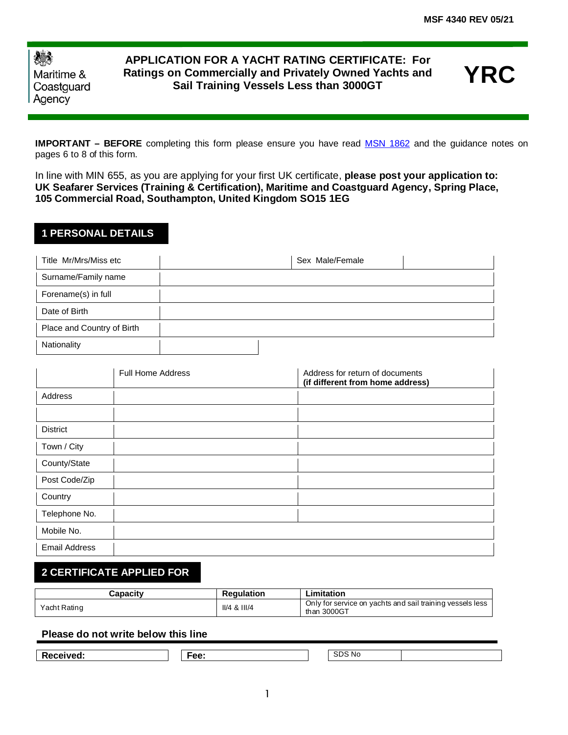MSF 4340 REV 05/21

Maritime & Coastguard Agency

# APPLICATION FOR A YACHT RATING CERTIFICATE: For Ratings on Commercially and Privately Owned Yachts and Sail Training Vessels Less than 3000GT

# YRC

**IMPORTANT – BEFORE** completing this form please ensure you have read MSN 1862 and the guidance notes on pages 6 to 8 of this form.

In line with MIN 655, as you are applying for your first UK certificate, **please post your application to: UK Seafarer Services (Training & Certification), Maritime and Coastguard Agency, Spring Place, 105 Commercial Road, Southampton, United Kingdom SO15 1EG**

## 1 PERSONAL DETAILS

| Title Mr/Mrs/Miss etc | | Sex Male/Female | |
|---|---|---|---|
| Surname/Family name | | | |
| Forename(s) in full | | | |
| Date of Birth | | | |
| Place and Country of Birth | | | |
| Nationality | | | |

| | Full Home Address | Address for return of documents **(if different from home address)** |
|---|---|---|
| Address | | |
| | | |
| District | | |
| Town / City | | |
| County/State | | |
| Post Code/Zip | | |
| Country | | |
| Telephone No. | | |
| Mobile No. | | |
| Email Address | | |

## 2 CERTIFICATE APPLIED FOR

| Capacity | Regulation | Limitation |
|---|---|---|
| Yacht Rating | II/4 & III/4 | Only for service on yachts and sail training vessels less than 3000GT |

**Please do not write below this line**

| **Received:** | **Fee:** | SDS No | |
|---|---|---|---|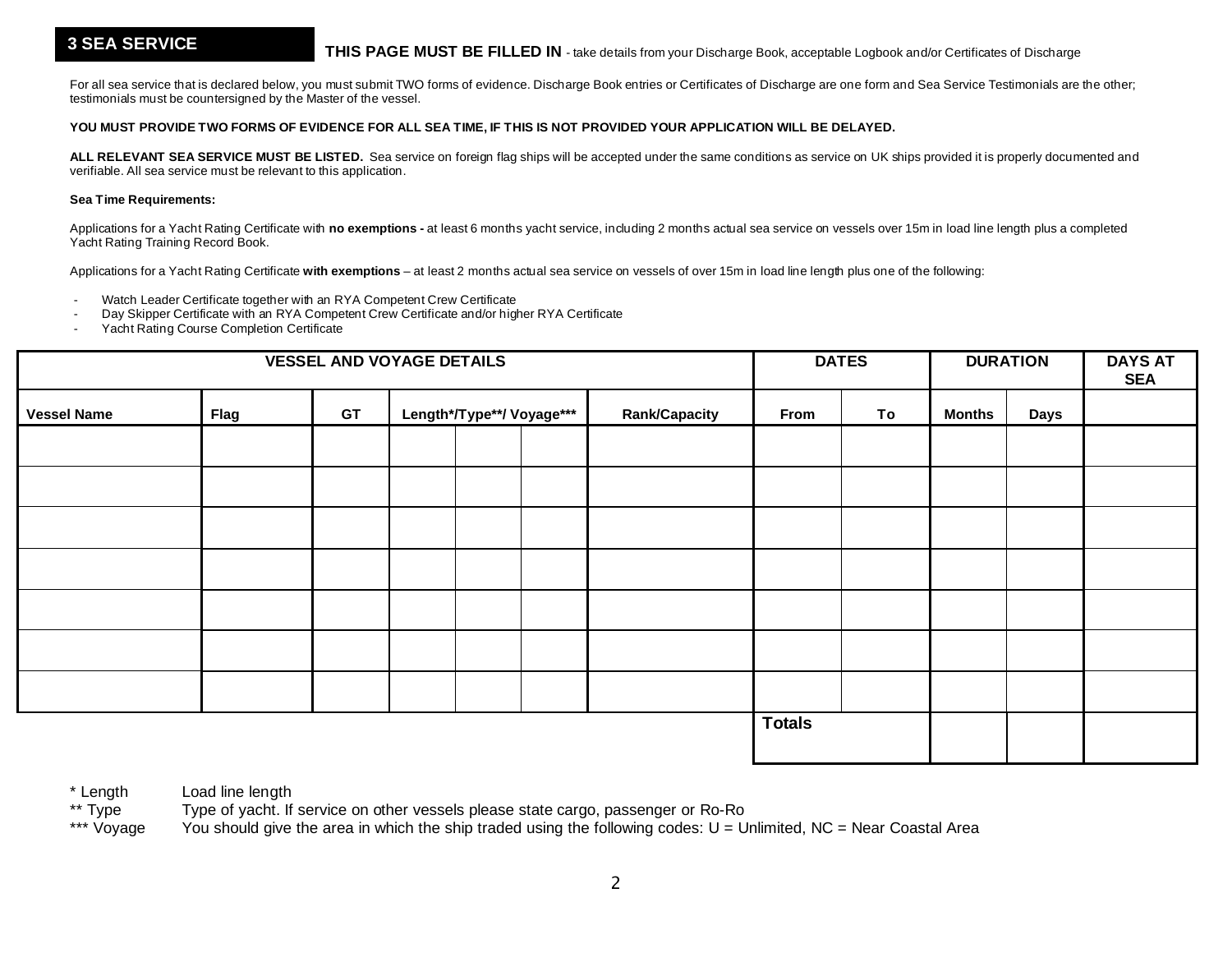## 3 SEA SERVICE

**THIS PAGE MUST BE FILLED IN** - take details from your Discharge Book, acceptable Logbook and/or Certificates of Discharge

For all sea service that is declared below, you must submit TWO forms of evidence. Discharge Book entries or Certificates of Discharge are one form and Sea Service Testimonials are the other; testimonials must be countersigned by the Master of the vessel.

**YOU MUST PROVIDE TWO FORMS OF EVIDENCE FOR ALL SEA TIME, IF THIS IS NOT PROVIDED YOUR APPLICATION WILL BE DELAYED.**

**ALL RELEVANT SEA SERVICE MUST BE LISTED.** Sea service on foreign flag ships will be accepted under the same conditions as service on UK ships provided it is properly documented and verifiable. All sea service must be relevant to this application.

**Sea Time Requirements:**

Applications for a Yacht Rating Certificate with **no exemptions -** at least 6 months yacht service, including 2 months actual sea service on vessels over 15m in load line length plus a completed Yacht Rating Training Record Book.

Applications for a Yacht Rating Certificate **with exemptions** – at least 2 months actual sea service on vessels of over 15m in load line length plus one of the following:

- Watch Leader Certificate together with an RYA Competent Crew Certificate
- Day Skipper Certificate with an RYA Competent Crew Certificate and/or higher RYA Certificate
- Yacht Rating Course Completion Certificate

| VESSEL AND VOYAGE DETAILS | | | | | | | DATES | | DURATION | | DAYS AT SEA |
|---|---|---|---|---|---|---|---|---|---|---|---|
| Vessel Name | Flag | GT | Length*/Type**/ Voyage*** | | | Rank/Capacity | From | To | Months | Days | |
| | | | | | | | | | | | |
| | | | | | | | | | | | |
| | | | | | | | | | | | |
| | | | | | | | | | | | |
| | | | | | | | | | | | |
| | | | | | | | | | | | |
| | | | | | | | | | | | |
| | | | | | | | Totals | | | | |

\* Length  Load line length
\*\* Type  Type of yacht. If service on other vessels please state cargo, passenger or Ro-Ro
\*\*\* Voyage  You should give the area in which the ship traded using the following codes: U = Unlimited, NC = Near Coastal Area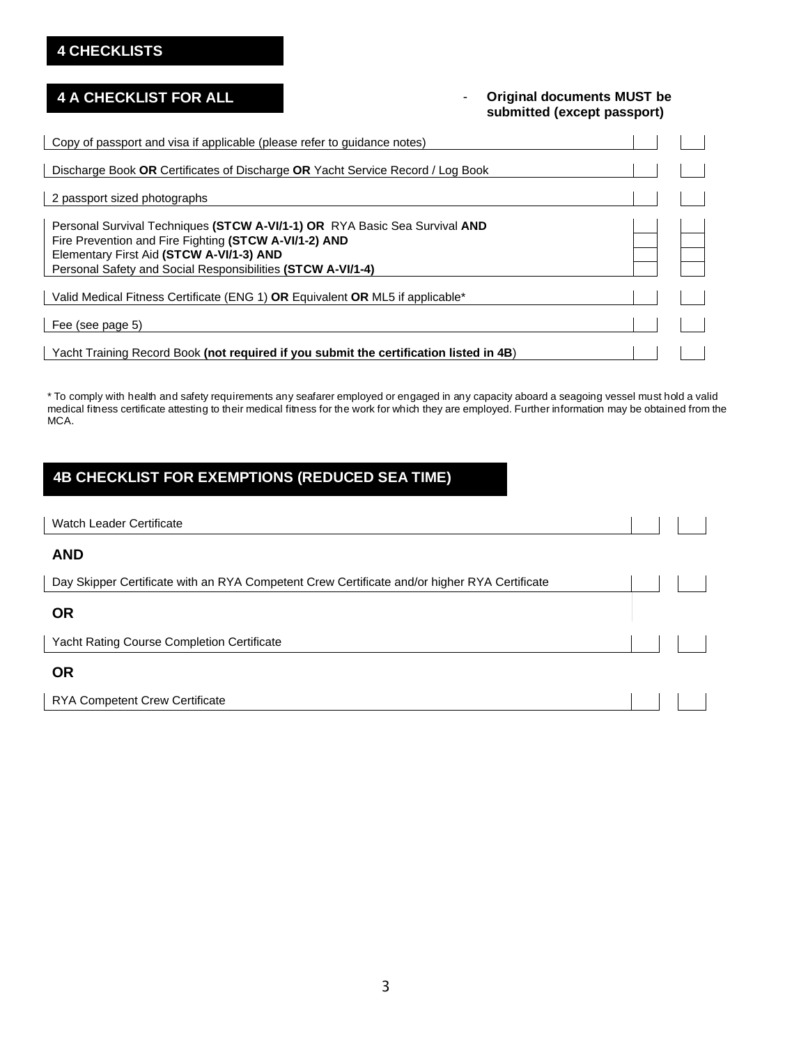## 4 CHECKLISTS

### 4 A CHECKLIST FOR ALL

- **Original documents MUST be submitted (except passport)**

| | | |
|---|---|---|
| Copy of passport and visa if applicable (please refer to guidance notes) | | |
| Discharge Book **OR** Certificates of Discharge **OR** Yacht Service Record / Log Book | | |
| 2 passport sized photographs | | |
| Personal Survival Techniques **(STCW A-VI/1-1) OR** RYA Basic Sea Survival **AND** | | |
| Fire Prevention and Fire Fighting **(STCW A-VI/1-2) AND** | | |
| Elementary First Aid **(STCW A-VI/1-3) AND** | | |
| Personal Safety and Social Responsibilities **(STCW A-VI/1-4)** | | |
| Valid Medical Fitness Certificate (ENG 1) **OR** Equivalent **OR** ML5 if applicable* | | |
| Fee (see page 5) | | |
| Yacht Training Record Book **(not required if you submit the certification listed in 4B**) | | |

* To comply with health and safety requirements any seafarer employed or engaged in any capacity aboard a seagoing vessel must hold a valid medical fitness certificate attesting to their medical fitness for the work for which they are employed. Further information may be obtained from the MCA.

### 4B CHECKLIST FOR EXEMPTIONS (REDUCED SEA TIME)

| | | |
|---|---|---|
| Watch Leader Certificate | | |
| **AND** | | |
| Day Skipper Certificate with an RYA Competent Crew Certificate and/or higher RYA Certificate | | |
| **OR** | | |
| Yacht Rating Course Completion Certificate | | |
| **OR** | | |
| RYA Competent Crew Certificate | | |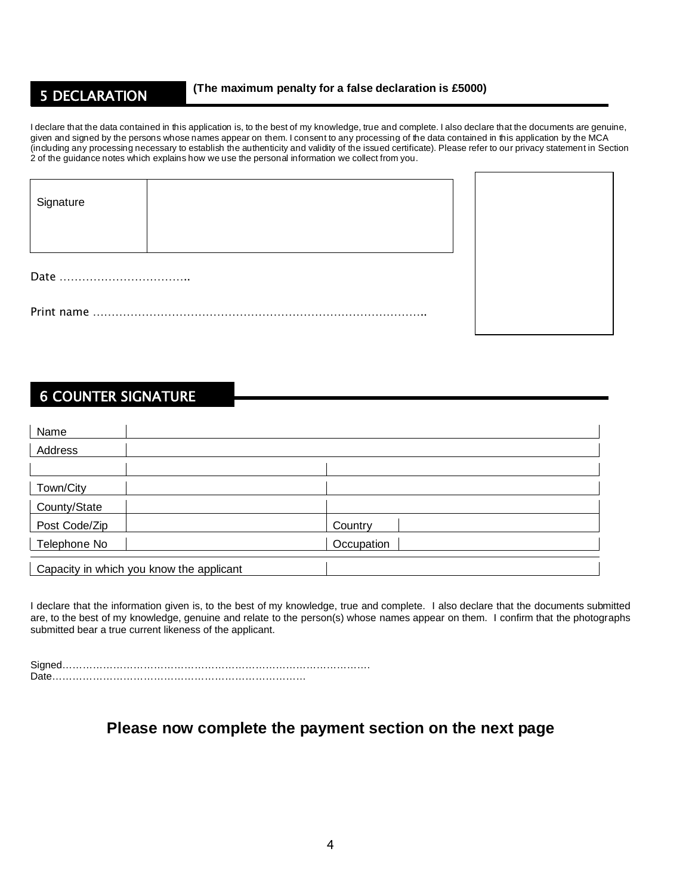## 5 DECLARATION

**(The maximum penalty for a false declaration is £5000)**

I declare that the data contained in this application is, to the best of my knowledge, true and complete. I also declare that the documents are genuine, given and signed by the persons whose names appear on them. I consent to any processing of the data contained in this application by the MCA (including any processing necessary to establish the authenticity and validity of the issued certificate). Please refer to our privacy statement in Section 2 of the guidance notes which explains how we use the personal information we collect from you.

| Signature | |
|---|---|

Date ……………………………..

Print name ……………………………………………………………………………..

## 6 COUNTER SIGNATURE

| Name | | | |
|---|---|---|---|
| Address | | | |
| | | | |
| Town/City | | | |
| County/State | | | |
| Post Code/Zip | | Country | |
| Telephone No | | Occupation | |
| Capacity in which you know the applicant | | | |

I declare that the information given is, to the best of my knowledge, true and complete. I also declare that the documents submitted are, to the best of my knowledge, genuine and relate to the person(s) whose names appear on them. I confirm that the photographs submitted bear a true current likeness of the applicant.

Signed………………………………………………………………………………….
Date…………………………………………………………………

### Please now complete the payment section on the next page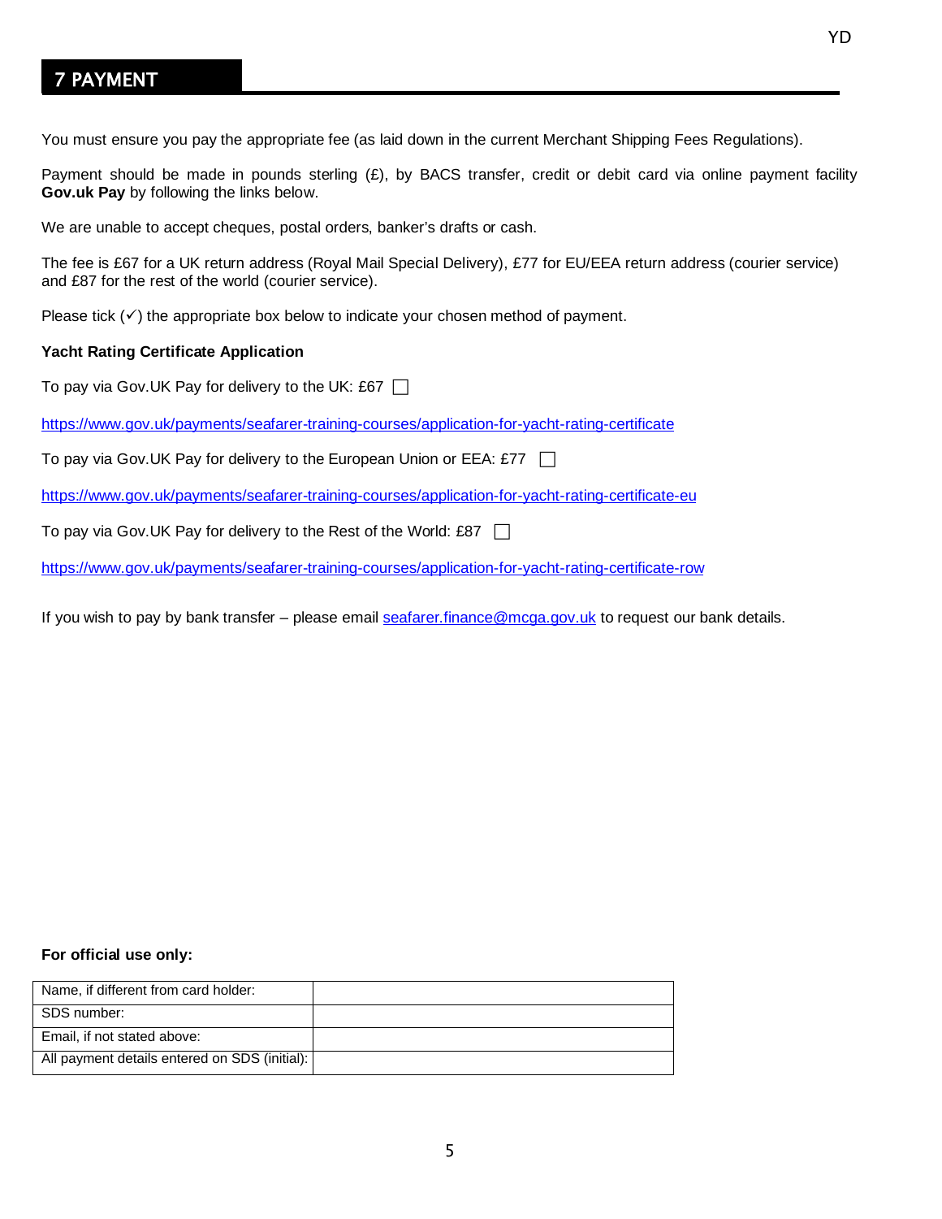## 7 PAYMENT

You must ensure you pay the appropriate fee (as laid down in the current Merchant Shipping Fees Regulations).

Payment should be made in pounds sterling (£), by BACS transfer, credit or debit card via online payment facility **Gov.uk Pay** by following the links below.

We are unable to accept cheques, postal orders, banker's drafts or cash.

The fee is £67 for a UK return address (Royal Mail Special Delivery), £77 for EU/EEA return address (courier service) and £87 for the rest of the world (courier service).

Please tick (✓) the appropriate box below to indicate your chosen method of payment.

**Yacht Rating Certificate Application**

To pay via Gov.UK Pay for delivery to the UK: £67 ☐

https://www.gov.uk/payments/seafarer-training-courses/application-for-yacht-rating-certificate

To pay via Gov.UK Pay for delivery to the European Union or EEA: £77 ☐

https://www.gov.uk/payments/seafarer-training-courses/application-for-yacht-rating-certificate-eu

To pay via Gov.UK Pay for delivery to the Rest of the World: £87 ☐

https://www.gov.uk/payments/seafarer-training-courses/application-for-yacht-rating-certificate-row

If you wish to pay by bank transfer – please email seafarer.finance@mcga.gov.uk to request our bank details.

**For official use only:**

| | |
|---|---|
| Name, if different from card holder: | |
| SDS number: | |
| Email, if not stated above: | |
| All payment details entered on SDS (initial): | |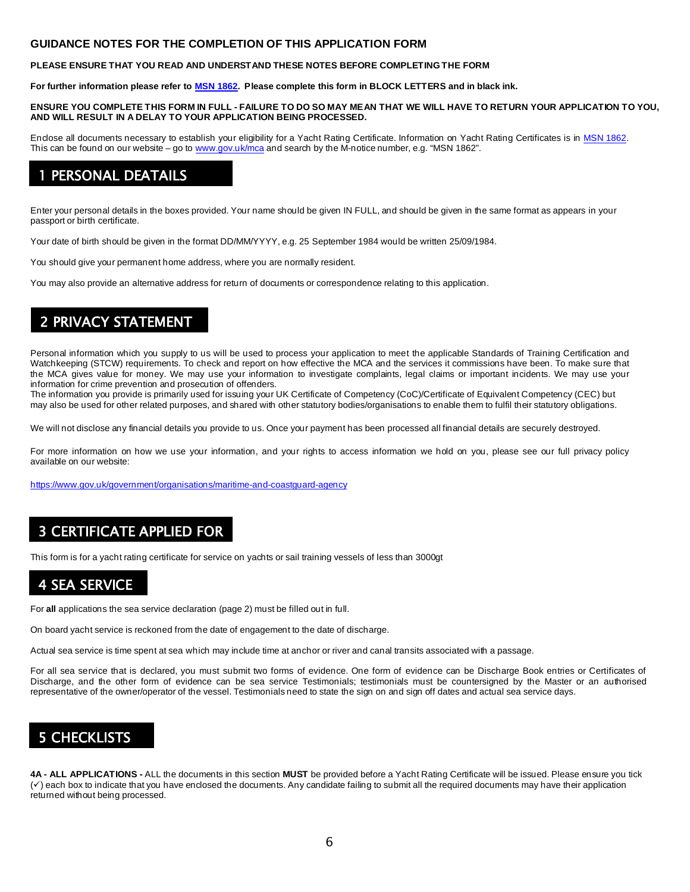# GUIDANCE NOTES FOR THE COMPLETION OF THIS APPLICATION FORM

**PLEASE ENSURE THAT YOU READ AND UNDERSTAND THESE NOTES BEFORE COMPLETING THE FORM**

**For further information please refer to MSN 1862. Please complete this form in BLOCK LETTERS and in black ink.**

**ENSURE YOU COMPLETE THIS FORM IN FULL - FAILURE TO DO SO MAY MEAN THAT WE WILL HAVE TO RETURN YOUR APPLICATION TO YOU, AND WILL RESULT IN A DELAY TO YOUR APPLICATION BEING PROCESSED.**

Enclose all documents necessary to establish your eligibility for a Yacht Rating Certificate. Information on Yacht Rating Certificates is in MSN 1862. This can be found on our website – go to www.gov.uk/mca and search by the M-notice number, e.g. "MSN 1862".

## 1 PERSONAL DEATAILS

Enter your personal details in the boxes provided. Your name should be given IN FULL, and should be given in the same format as appears in your passport or birth certificate.

Your date of birth should be given in the format DD/MM/YYYY, e.g. 25 September 1984 would be written 25/09/1984.

You should give your permanent home address, where you are normally resident.

You may also provide an alternative address for return of documents or correspondence relating to this application.

## 2 PRIVACY STATEMENT

Personal information which you supply to us will be used to process your application to meet the applicable Standards of Training Certification and Watchkeeping (STCW) requirements. To check and report on how effective the MCA and the services it commissions have been. To make sure that the MCA gives value for money. We may use your information to investigate complaints, legal claims or important incidents. We may use your information for crime prevention and prosecution of offenders.
The information you provide is primarily used for issuing your UK Certificate of Competency (CoC)/Certificate of Equivalent Competency (CEC) but may also be used for other related purposes, and shared with other statutory bodies/organisations to enable them to fulfil their statutory obligations.

We will not disclose any financial details you provide to us. Once your payment has been processed all financial details are securely destroyed.

For more information on how we use your information, and your rights to access information we hold on you, please see our full privacy policy available on our website:

https://www.gov.uk/government/organisations/maritime-and-coastguard-agency

## 3 CERTIFICATE APPLIED FOR

This form is for a yacht rating certificate for service on yachts or sail training vessels of less than 3000gt

## 4 SEA SERVICE

For **all** applications the sea service declaration (page 2) must be filled out in full.

On board yacht service is reckoned from the date of engagement to the date of discharge.

Actual sea service is time spent at sea which may include time at anchor or river and canal transits associated with a passage.

For all sea service that is declared, you must submit two forms of evidence. One form of evidence can be Discharge Book entries or Certificates of Discharge, and the other form of evidence can be sea service Testimonials; testimonials must be countersigned by the Master or an authorised representative of the owner/operator of the vessel. Testimonials need to state the sign on and sign off dates and actual sea service days.

## 5 CHECKLISTS

**4A - ALL APPLICATIONS -** ALL the documents in this section **MUST** be provided before a Yacht Rating Certificate will be issued. Please ensure you tick (✓) each box to indicate that you have enclosed the documents. Any candidate failing to submit all the required documents may have their application returned without being processed.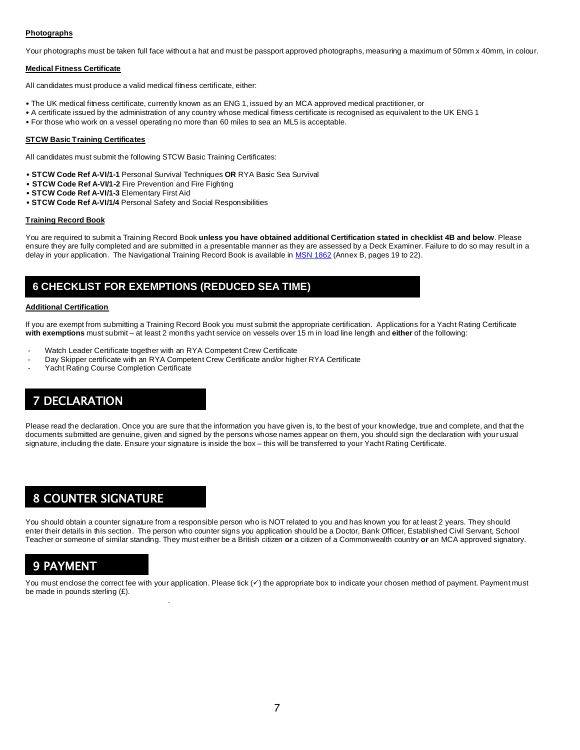**Photographs**

Your photographs must be taken full face without a hat and must be passport approved photographs, measuring a maximum of 50mm x 40mm, in colour.

**Medical Fitness Certificate**

All candidates must produce a valid medical fitness certificate, either:

- The UK medical fitness certificate, currently known as an ENG 1, issued by an MCA approved medical practitioner, or
- A certificate issued by the administration of any country whose medical fitness certificate is recognised as equivalent to the UK ENG 1
- For those who work on a vessel operating no more than 60 miles to sea an ML5 is acceptable.

**STCW Basic Training Certificates**

All candidates must submit the following STCW Basic Training Certificates:

- **STCW Code Ref A-VI/1-1** Personal Survival Techniques **OR** RYA Basic Sea Survival
- **STCW Code Ref A-VI/1-2** Fire Prevention and Fire Fighting
- **STCW Code Ref A-VI/1-3** Elementary First Aid
- **STCW Code Ref A-VI/1/4** Personal Safety and Social Responsibilities

**Training Record Book**

You are required to submit a Training Record Book **unless you have obtained additional Certification stated in checklist 4B and below**. Please ensure they are fully completed and are submitted in a presentable manner as they are assessed by a Deck Examiner. Failure to do so may result in a delay in your application. The Navigational Training Record Book is available in MSN 1862 (Annex B, pages 19 to 22).

## 6 CHECKLIST FOR EXEMPTIONS (REDUCED SEA TIME)

**Additional Certification**

If you are exempt from submitting a Training Record Book you must submit the appropriate certification. Applications for a Yacht Rating Certificate **with exemptions** must submit – at least 2 months yacht service on vessels over 15 m in load line length and **either** of the following:

- Watch Leader Certificate together with an RYA Competent Crew Certificate
- Day Skipper certificate with an RYA Competent Crew Certificate and/or higher RYA Certificate
- Yacht Rating Course Completion Certificate

## 7 DECLARATION

Please read the declaration. Once you are sure that the information you have given is, to the best of your knowledge, true and complete, and that the documents submitted are genuine, given and signed by the persons whose names appear on them, you should sign the declaration with your usual signature, including the date. Ensure your signature is inside the box – this will be transferred to your Yacht Rating Certificate.

## 8 COUNTER SIGNATURE

You should obtain a counter signature from a responsible person who is NOT related to you and has known you for at least 2 years. They should enter their details in this section. The person who counter signs you application should be a Doctor, Bank Officer, Established Civil Servant, School Teacher or someone of similar standing. They must either be a British citizen **or** a citizen of a Commonwealth country **or** an MCA approved signatory.

## 9 PAYMENT

You must enclose the correct fee with your application. Please tick (✓) the appropriate box to indicate your chosen method of payment. Payment must be made in pounds sterling (£).